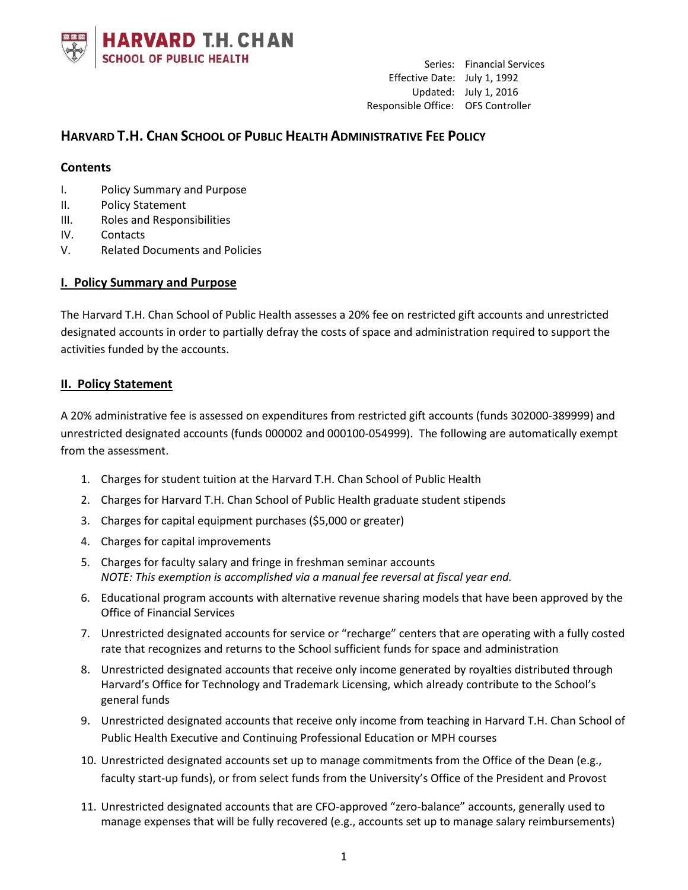HARVARD T.H. CHAN SCHOOL OF PUBLIC HEALTH

Series: Financial Services
Effective Date: July 1, 1992
Updated: July 1, 2016
Responsible Office: OFS Controller

# HARVARD T.H. CHAN SCHOOL OF PUBLIC HEALTH ADMINISTRATIVE FEE POLICY

## Contents

I. Policy Summary and Purpose
II. Policy Statement
III. Roles and Responsibilities
IV. Contacts
V. Related Documents and Policies

## I. Policy Summary and Purpose

The Harvard T.H. Chan School of Public Health assesses a 20% fee on restricted gift accounts and unrestricted designated accounts in order to partially defray the costs of space and administration required to support the activities funded by the accounts.

## II. Policy Statement

A 20% administrative fee is assessed on expenditures from restricted gift accounts (funds 302000-389999) and unrestricted designated accounts (funds 000002 and 000100-054999). The following are automatically exempt from the assessment.

1. Charges for student tuition at the Harvard T.H. Chan School of Public Health
2. Charges for Harvard T.H. Chan School of Public Health graduate student stipends
3. Charges for capital equipment purchases ($5,000 or greater)
4. Charges for capital improvements
5. Charges for faculty salary and fringe in freshman seminar accounts
   *NOTE: This exemption is accomplished via a manual fee reversal at fiscal year end.*
6. Educational program accounts with alternative revenue sharing models that have been approved by the Office of Financial Services
7. Unrestricted designated accounts for service or "recharge" centers that are operating with a fully costed rate that recognizes and returns to the School sufficient funds for space and administration
8. Unrestricted designated accounts that receive only income generated by royalties distributed through Harvard's Office for Technology and Trademark Licensing, which already contribute to the School's general funds
9. Unrestricted designated accounts that receive only income from teaching in Harvard T.H. Chan School of Public Health Executive and Continuing Professional Education or MPH courses
10. Unrestricted designated accounts set up to manage commitments from the Office of the Dean (e.g., faculty start-up funds), or from select funds from the University's Office of the President and Provost
11. Unrestricted designated accounts that are CFO-approved "zero-balance" accounts, generally used to manage expenses that will be fully recovered (e.g., accounts set up to manage salary reimbursements)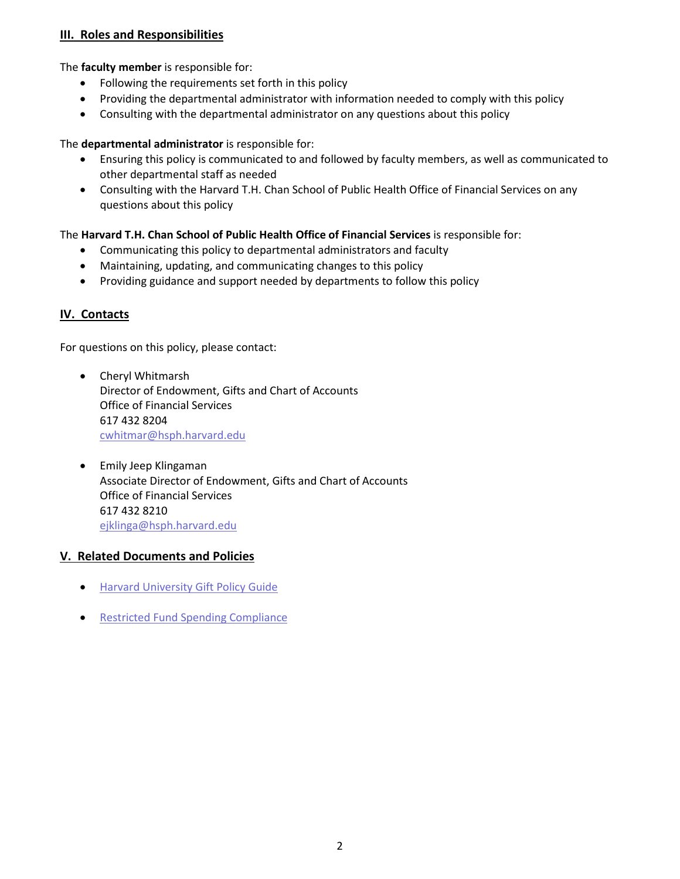## III. Roles and Responsibilities

The **faculty member** is responsible for:

- Following the requirements set forth in this policy
- Providing the departmental administrator with information needed to comply with this policy
- Consulting with the departmental administrator on any questions about this policy

The **departmental administrator** is responsible for:

- Ensuring this policy is communicated to and followed by faculty members, as well as communicated to other departmental staff as needed
- Consulting with the Harvard T.H. Chan School of Public Health Office of Financial Services on any questions about this policy

The **Harvard T.H. Chan School of Public Health Office of Financial Services** is responsible for:

- Communicating this policy to departmental administrators and faculty
- Maintaining, updating, and communicating changes to this policy
- Providing guidance and support needed by departments to follow this policy

## IV. Contacts

For questions on this policy, please contact:

- Cheryl Whitmarsh
  Director of Endowment, Gifts and Chart of Accounts
  Office of Financial Services
  617 432 8204
  cwhitmar@hsph.harvard.edu

- Emily Jeep Klingaman
  Associate Director of Endowment, Gifts and Chart of Accounts
  Office of Financial Services
  617 432 8210
  ejklinga@hsph.harvard.edu

## V. Related Documents and Policies

- Harvard University Gift Policy Guide
- Restricted Fund Spending Compliance